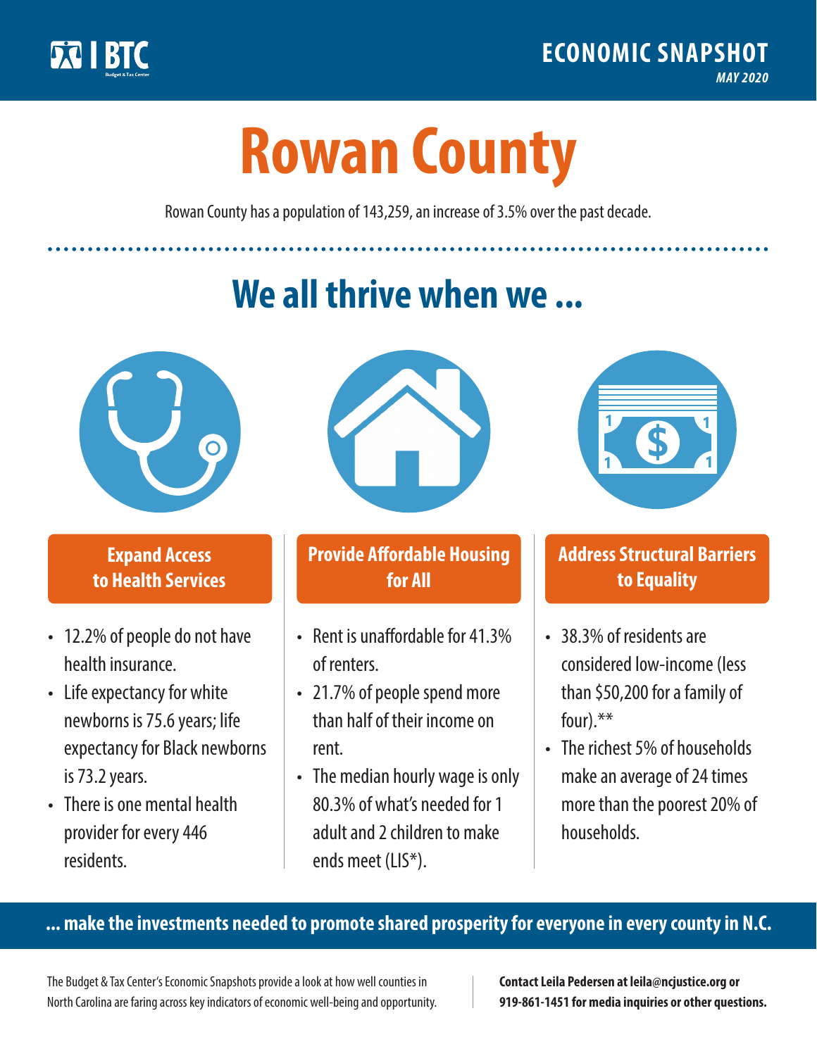BTC

**ECONOMIC SNAPSHOT**

*MAY 2020*

# Rowan County

Rowan County has a population of 143,259, an increase of 3.5% over the past decade.

## We all thrive when we ...

### Expand Access to Health Services

- 12.2% of people do not have health insurance.
- Life expectancy for white newborns is 75.6 years; life expectancy for Black newborns is 73.2 years.
- There is one mental health provider for every 446 residents.

### Provide Affordable Housing for All

- Rent is unaffordable for 41.3% of renters.
- 21.7% of people spend more than half of their income on rent.
- The median hourly wage is only 80.3% of what's needed for 1 adult and 2 children to make ends meet (LIS*).

### Address Structural Barriers to Equality

- 38.3% of residents are considered low-income (less than $50,200 for a family of four).**
- The richest 5% of households make an average of 24 times more than the poorest 20% of households.

**... make the investments needed to promote shared prosperity for everyone in every county in N.C.**

The Budget & Tax Center's Economic Snapshots provide a look at how well counties in North Carolina are faring across key indicators of economic well-being and opportunity.

**Contact Leila Pedersen at leila@ncjustice.org or 919-861-1451 for media inquiries or other questions.**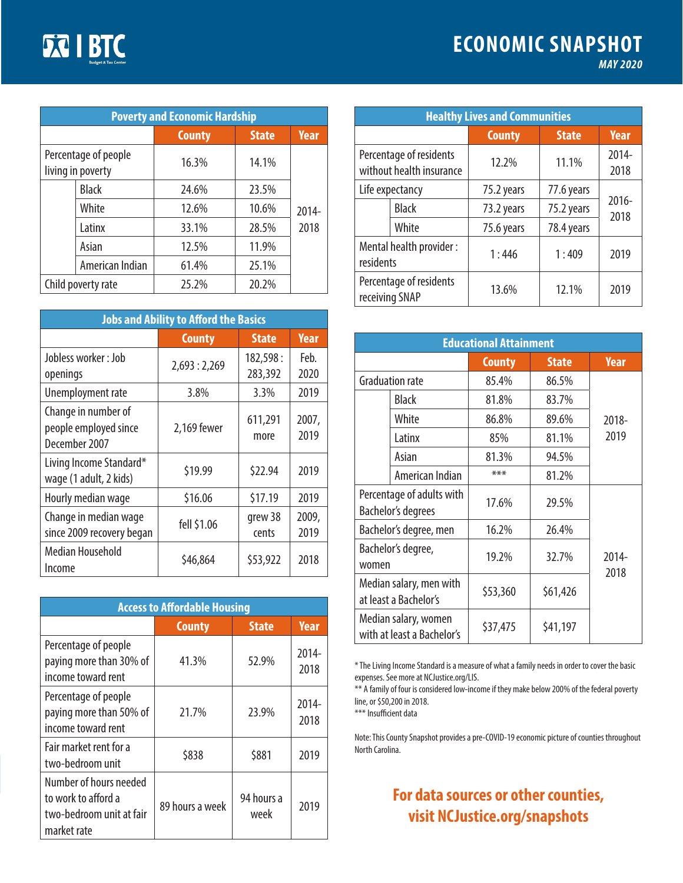# ECONOMIC SNAPSHOT

*MAY 2020*

| Poverty and Economic Hardship | | County | State | Year |
|---|---|---|---|---|
| Percentage of people living in poverty | | 16.3% | 14.1% | 2014-2018 |
| | Black | 24.6% | 23.5% | |
| | White | 12.6% | 10.6% | |
| | Latinx | 33.1% | 28.5% | |
| | Asian | 12.5% | 11.9% | |
| | American Indian | 61.4% | 25.1% | |
| Child poverty rate | | 25.2% | 20.2% | |

| Jobs and Ability to Afford the Basics | County | State | Year |
|---|---|---|---|
| Jobless worker : Job openings | 2,693 : 2,269 | 182,598 : 283,392 | Feb. 2020 |
| Unemployment rate | 3.8% | 3.3% | 2019 |
| Change in number of people employed since December 2007 | 2,169 fewer | 611,291 more | 2007, 2019 |
| Living Income Standard* wage (1 adult, 2 kids) | $19.99 | $22.94 | 2019 |
| Hourly median wage | $16.06 | $17.19 | 2019 |
| Change in median wage since 2009 recovery began | fell $1.06 | grew 38 cents | 2009, 2019 |
| Median Household Income | $46,864 | $53,922 | 2018 |

| Access to Affordable Housing | County | State | Year |
|---|---|---|---|
| Percentage of people paying more than 30% of income toward rent | 41.3% | 52.9% | 2014-2018 |
| Percentage of people paying more than 50% of income toward rent | 21.7% | 23.9% | 2014-2018 |
| Fair market rent for a two-bedroom unit | $838 | $881 | 2019 |
| Number of hours needed to work to afford a two-bedroom unit at fair market rate | 89 hours a week | 94 hours a week | 2019 |

| Healthy Lives and Communities | | County | State | Year |
|---|---|---|---|---|
| Percentage of residents without health insurance | | 12.2% | 11.1% | 2014-2018 |
| Life expectancy | | 75.2 years | 77.6 years | 2016-2018 |
| | Black | 73.2 years | 75.2 years | |
| | White | 75.6 years | 78.4 years | |
| Mental health provider : residents | | 1 : 446 | 1 : 409 | 2019 |
| Percentage of residents receiving SNAP | | 13.6% | 12.1% | 2019 |

| Educational Attainment | | County | State | Year |
|---|---|---|---|---|
| Graduation rate | | 85.4% | 86.5% | 2018-2019 |
| | Black | 81.8% | 83.7% | |
| | White | 86.8% | 89.6% | |
| | Latinx | 85% | 81.1% | |
| | Asian | 81.3% | 94.5% | |
| | American Indian | *** | 81.2% | |
| Percentage of adults with Bachelor's degrees | | 17.6% | 29.5% | 2014-2018 |
| Bachelor's degree, men | | 16.2% | 26.4% | |
| Bachelor's degree, women | | 19.2% | 32.7% | |
| Median salary, men with at least a Bachelor's | | $53,360 | $61,426 | |
| Median salary, women with at least a Bachelor's | | $37,475 | $41,197 | |

* The Living Income Standard is a measure of what a family needs in order to cover the basic expenses. See more at NCJustice.org/LIS.

** A family of four is considered low-income if they make below 200% of the federal poverty line, or $50,200 in 2018.

*** Insufficient data

Note: This County Snapshot provides a pre-COVID-19 economic picture of counties throughout North Carolina.

**For data sources or other counties, visit NCJustice.org/snapshots**